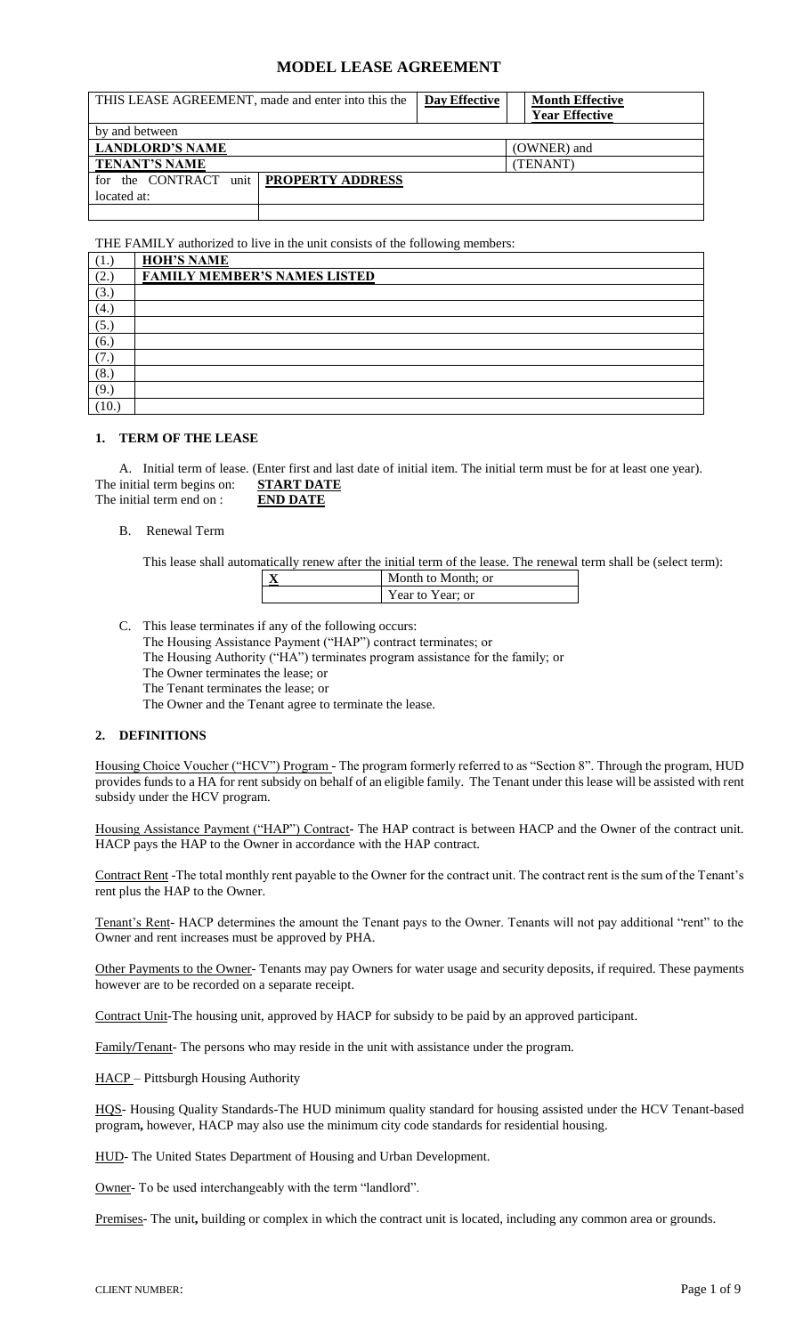# MODEL LEASE AGREEMENT

| THIS LEASE AGREEMENT, made and enter into this the | | **Day Effective** | **Month Effective** **Year Effective** |
|---|---|---|---|
| by and between | | | |
| **LANDLORD'S NAME** | | | (OWNER) and |
| **TENANT'S NAME** | | | (TENANT) |
| for the CONTRACT unit located at: | **PROPERTY ADDRESS** | | |
| | | | |

THE FAMILY authorized to live in the unit consists of the following members:

| | |
|---|---|
| (1.) | **HOH'S NAME** |
| (2.) | **FAMILY MEMBER'S NAMES LISTED** |
| (3.) | |
| (4.) | |
| (5.) | |
| (6.) | |
| (7.) | |
| (8.) | |
| (9.) | |
| (10.) | |

## 1. TERM OF THE LEASE

A. Initial term of lease. (Enter first and last date of initial item. The initial term must be for at least one year).

The initial term begins on: **START DATE**
The initial term end on : **END DATE**

B. Renewal Term

This lease shall automatically renew after the initial term of the lease. The renewal term shall be (select term):

| | |
|---|---|
| **X** | Month to Month; or |
| | Year to Year; or |

C. This lease terminates if any of the following occurs:
The Housing Assistance Payment ("HAP") contract terminates; or
The Housing Authority ("HA") terminates program assistance for the family; or
The Owner terminates the lease; or
The Tenant terminates the lease; or
The Owner and the Tenant agree to terminate the lease.

## 2. DEFINITIONS

Housing Choice Voucher ("HCV") Program - The program formerly referred to as "Section 8". Through the program, HUD provides funds to a HA for rent subsidy on behalf of an eligible family. The Tenant under this lease will be assisted with rent subsidy under the HCV program.

Housing Assistance Payment ("HAP") Contract- The HAP contract is between HACP and the Owner of the contract unit. HACP pays the HAP to the Owner in accordance with the HAP contract.

Contract Rent -The total monthly rent payable to the Owner for the contract unit. The contract rent is the sum of the Tenant's rent plus the HAP to the Owner.

Tenant's Rent- HACP determines the amount the Tenant pays to the Owner. Tenants will not pay additional "rent" to the Owner and rent increases must be approved by PHA.

Other Payments to the Owner- Tenants may pay Owners for water usage and security deposits, if required. These payments however are to be recorded on a separate receipt.

Contract Unit-The housing unit, approved by HACP for subsidy to be paid by an approved participant.

Family/Tenant- The persons who may reside in the unit with assistance under the program.

HACP – Pittsburgh Housing Authority

HQS- Housing Quality Standards-The HUD minimum quality standard for housing assisted under the HCV Tenant-based program**,** however, HACP may also use the minimum city code standards for residential housing.

HUD- The United States Department of Housing and Urban Development.

Owner- To be used interchangeably with the term "landlord".

Premises- The unit**,** building or complex in which the contract unit is located, including any common area or grounds.

CLIENT NUMBER: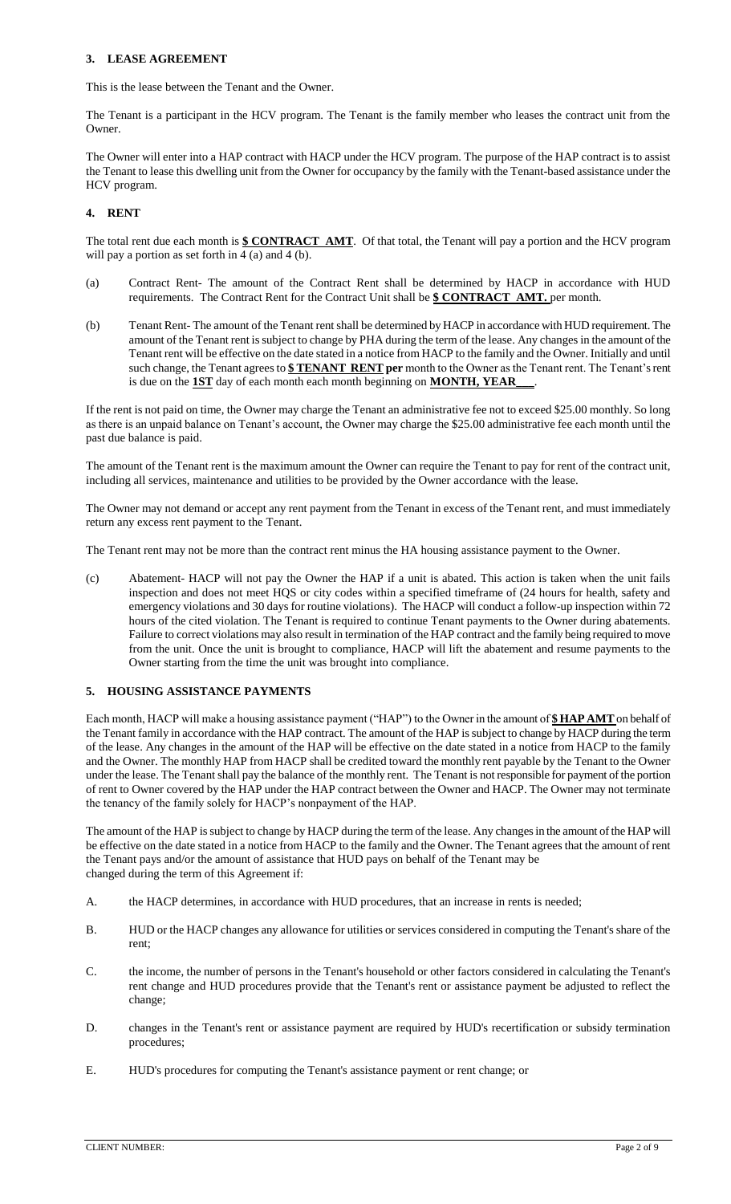## 3. LEASE AGREEMENT

This is the lease between the Tenant and the Owner.

The Tenant is a participant in the HCV program. The Tenant is the family member who leases the contract unit from the Owner.

The Owner will enter into a HAP contract with HACP under the HCV program. The purpose of the HAP contract is to assist the Tenant to lease this dwelling unit from the Owner for occupancy by the family with the Tenant-based assistance under the HCV program.

## 4. RENT

The total rent due each month is **$ CONTRACT AMT**. Of that total, the Tenant will pay a portion and the HCV program will pay a portion as set forth in 4 (a) and 4 (b).

(a) Contract Rent- The amount of the Contract Rent shall be determined by HACP in accordance with HUD requirements. The Contract Rent for the Contract Unit shall be **$ CONTRACT AMT.** per month.

(b) Tenant Rent- The amount of the Tenant rent shall be determined by HACP in accordance with HUD requirement. The amount of the Tenant rent is subject to change by PHA during the term of the lease. Any changes in the amount of the Tenant rent will be effective on the date stated in a notice from HACP to the family and the Owner. Initially and until such change, the Tenant agrees to **$ TENANT RENT per** month to the Owner as the Tenant rent. The Tenant's rent is due on the **1ST** day of each month each month beginning on **MONTH, YEAR___**.

If the rent is not paid on time, the Owner may charge the Tenant an administrative fee not to exceed $25.00 monthly. So long as there is an unpaid balance on Tenant's account, the Owner may charge the $25.00 administrative fee each month until the past due balance is paid.

The amount of the Tenant rent is the maximum amount the Owner can require the Tenant to pay for rent of the contract unit, including all services, maintenance and utilities to be provided by the Owner accordance with the lease.

The Owner may not demand or accept any rent payment from the Tenant in excess of the Tenant rent, and must immediately return any excess rent payment to the Tenant.

The Tenant rent may not be more than the contract rent minus the HA housing assistance payment to the Owner.

(c) Abatement- HACP will not pay the Owner the HAP if a unit is abated. This action is taken when the unit fails inspection and does not meet HQS or city codes within a specified timeframe of (24 hours for health, safety and emergency violations and 30 days for routine violations). The HACP will conduct a follow-up inspection within 72 hours of the cited violation. The Tenant is required to continue Tenant payments to the Owner during abatements. Failure to correct violations may also result in termination of the HAP contract and the family being required to move from the unit. Once the unit is brought to compliance, HACP will lift the abatement and resume payments to the Owner starting from the time the unit was brought into compliance.

## 5. HOUSING ASSISTANCE PAYMENTS

Each month, HACP will make a housing assistance payment ("HAP") to the Owner in the amount of **$ HAP AMT** on behalf of the Tenant family in accordance with the HAP contract. The amount of the HAP is subject to change by HACP during the term of the lease. Any changes in the amount of the HAP will be effective on the date stated in a notice from HACP to the family and the Owner. The monthly HAP from HACP shall be credited toward the monthly rent payable by the Tenant to the Owner under the lease. The Tenant shall pay the balance of the monthly rent. The Tenant is not responsible for payment of the portion of rent to Owner covered by the HAP under the HAP contract between the Owner and HACP. The Owner may not terminate the tenancy of the family solely for HACP's nonpayment of the HAP.

The amount of the HAP is subject to change by HACP during the term of the lease. Any changes in the amount of the HAP will be effective on the date stated in a notice from HACP to the family and the Owner. The Tenant agrees that the amount of rent the Tenant pays and/or the amount of assistance that HUD pays on behalf of the Tenant may be changed during the term of this Agreement if:

A. the HACP determines, in accordance with HUD procedures, that an increase in rents is needed;

B. HUD or the HACP changes any allowance for utilities or services considered in computing the Tenant's share of the rent;

C. the income, the number of persons in the Tenant's household or other factors considered in calculating the Tenant's rent change and HUD procedures provide that the Tenant's rent or assistance payment be adjusted to reflect the change;

D. changes in the Tenant's rent or assistance payment are required by HUD's recertification or subsidy termination procedures;

E. HUD's procedures for computing the Tenant's assistance payment or rent change; or

CLIENT NUMBER: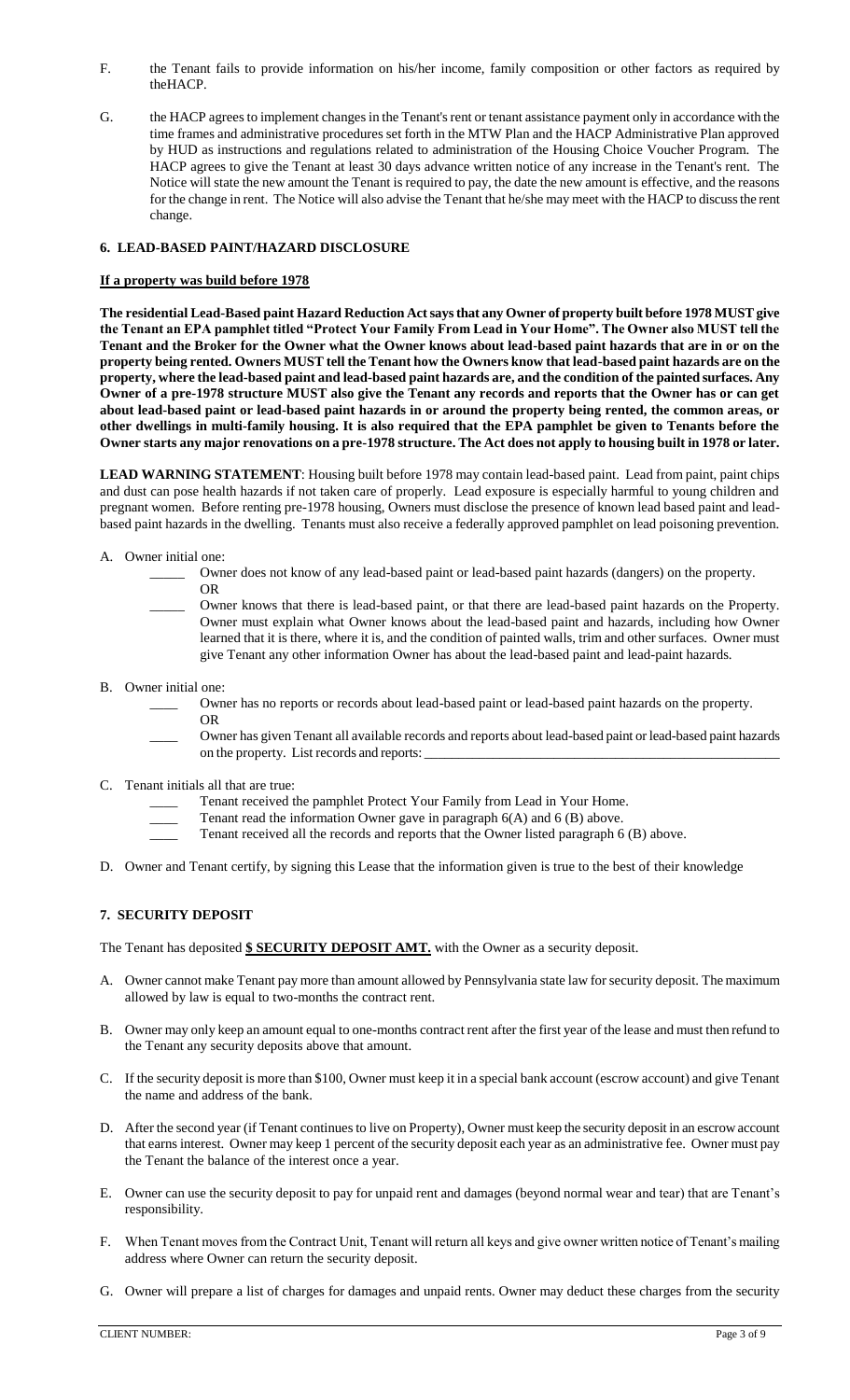F. the Tenant fails to provide information on his/her income, family composition or other factors as required by theHACP.

G. the HACP agrees to implement changes in the Tenant's rent or tenant assistance payment only in accordance with the time frames and administrative procedures set forth in the MTW Plan and the HACP Administrative Plan approved by HUD as instructions and regulations related to administration of the Housing Choice Voucher Program. The HACP agrees to give the Tenant at least 30 days advance written notice of any increase in the Tenant's rent. The Notice will state the new amount the Tenant is required to pay, the date the new amount is effective, and the reasons for the change in rent. The Notice will also advise the Tenant that he/she may meet with the HACP to discuss the rent change.

### 6. LEAD-BASED PAINT/HAZARD DISCLOSURE

**If a property was build before 1978**

**The residential Lead-Based paint Hazard Reduction Act says that any Owner of property built before 1978 MUST give the Tenant an EPA pamphlet titled "Protect Your Family From Lead in Your Home". The Owner also MUST tell the Tenant and the Broker for the Owner what the Owner knows about lead-based paint hazards that are in or on the property being rented. Owners MUST tell the Tenant how the Owners know that lead-based paint hazards are on the property, where the lead-based paint and lead-based paint hazards are, and the condition of the painted surfaces. Any Owner of a pre-1978 structure MUST also give the Tenant any records and reports that the Owner has or can get about lead-based paint or lead-based paint hazards in or around the property being rented, the common areas, or other dwellings in multi-family housing. It is also required that the EPA pamphlet be given to Tenants before the Owner starts any major renovations on a pre-1978 structure. The Act does not apply to housing built in 1978 or later.**

**LEAD WARNING STATEMENT**: Housing built before 1978 may contain lead-based paint. Lead from paint, paint chips and dust can pose health hazards if not taken care of properly. Lead exposure is especially harmful to young children and pregnant women. Before renting pre-1978 housing, Owners must disclose the presence of known lead based paint and lead-based paint hazards in the dwelling. Tenants must also receive a federally approved pamphlet on lead poisoning prevention.

A. Owner initial one:

_____ Owner does not know of any lead-based paint or lead-based paint hazards (dangers) on the property.
OR
_____ Owner knows that there is lead-based paint, or that there are lead-based paint hazards on the Property. Owner must explain what Owner knows about the lead-based paint and hazards, including how Owner learned that it is there, where it is, and the condition of painted walls, trim and other surfaces. Owner must give Tenant any other information Owner has about the lead-based paint and lead-paint hazards.

B. Owner initial one:

____ Owner has no reports or records about lead-based paint or lead-based paint hazards on the property.
OR
____ Owner has given Tenant all available records and reports about lead-based paint or lead-based paint hazards on the property. List records and reports: ____________________________________________________

C. Tenant initials all that are true:

____ Tenant received the pamphlet Protect Your Family from Lead in Your Home.
____ Tenant read the information Owner gave in paragraph 6(A) and 6 (B) above.
____ Tenant received all the records and reports that the Owner listed paragraph 6 (B) above.

D. Owner and Tenant certify, by signing this Lease that the information given is true to the best of their knowledge

### 7. SECURITY DEPOSIT

The Tenant has deposited **$ SECURITY DEPOSIT AMT.** with the Owner as a security deposit.

A. Owner cannot make Tenant pay more than amount allowed by Pennsylvania state law for security deposit. The maximum allowed by law is equal to two-months the contract rent.

B. Owner may only keep an amount equal to one-months contract rent after the first year of the lease and must then refund to the Tenant any security deposits above that amount.

C. If the security deposit is more than $100, Owner must keep it in a special bank account (escrow account) and give Tenant the name and address of the bank.

D. After the second year (if Tenant continues to live on Property), Owner must keep the security deposit in an escrow account that earns interest. Owner may keep 1 percent of the security deposit each year as an administrative fee. Owner must pay the Tenant the balance of the interest once a year.

E. Owner can use the security deposit to pay for unpaid rent and damages (beyond normal wear and tear) that are Tenant's responsibility.

F. When Tenant moves from the Contract Unit, Tenant will return all keys and give owner written notice of Tenant's mailing address where Owner can return the security deposit.

G. Owner will prepare a list of charges for damages and unpaid rents. Owner may deduct these charges from the security

CLIENT NUMBER: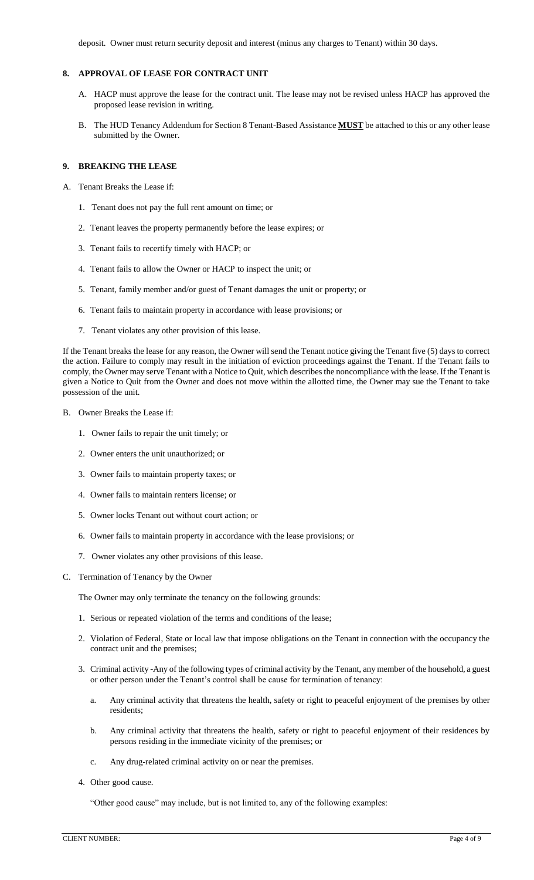deposit. Owner must return security deposit and interest (minus any charges to Tenant) within 30 days.

## 8. APPROVAL OF LEASE FOR CONTRACT UNIT

A. HACP must approve the lease for the contract unit. The lease may not be revised unless HACP has approved the proposed lease revision in writing.

B. The HUD Tenancy Addendum for Section 8 Tenant-Based Assistance **MUST** be attached to this or any other lease submitted by the Owner.

## 9. BREAKING THE LEASE

A. Tenant Breaks the Lease if:

1. Tenant does not pay the full rent amount on time; or
2. Tenant leaves the property permanently before the lease expires; or
3. Tenant fails to recertify timely with HACP; or
4. Tenant fails to allow the Owner or HACP to inspect the unit; or
5. Tenant, family member and/or guest of Tenant damages the unit or property; or
6. Tenant fails to maintain property in accordance with lease provisions; or
7. Tenant violates any other provision of this lease.

If the Tenant breaks the lease for any reason, the Owner will send the Tenant notice giving the Tenant five (5) days to correct the action. Failure to comply may result in the initiation of eviction proceedings against the Tenant. If the Tenant fails to comply, the Owner may serve Tenant with a Notice to Quit, which describes the noncompliance with the lease. If the Tenant is given a Notice to Quit from the Owner and does not move within the allotted time, the Owner may sue the Tenant to take possession of the unit.

B. Owner Breaks the Lease if:

1. Owner fails to repair the unit timely; or
2. Owner enters the unit unauthorized; or
3. Owner fails to maintain property taxes; or
4. Owner fails to maintain renters license; or
5. Owner locks Tenant out without court action; or
6. Owner fails to maintain property in accordance with the lease provisions; or
7. Owner violates any other provisions of this lease.

C. Termination of Tenancy by the Owner

The Owner may only terminate the tenancy on the following grounds:

1. Serious or repeated violation of the terms and conditions of the lease;
2. Violation of Federal, State or local law that impose obligations on the Tenant in connection with the occupancy the contract unit and the premises;
3. Criminal activity -Any of the following types of criminal activity by the Tenant, any member of the household, a guest or other person under the Tenant's control shall be cause for termination of tenancy:
   a. Any criminal activity that threatens the health, safety or right to peaceful enjoyment of the premises by other residents;
   b. Any criminal activity that threatens the health, safety or right to peaceful enjoyment of their residences by persons residing in the immediate vicinity of the premises; or
   c. Any drug-related criminal activity on or near the premises.
4. Other good cause.

   "Other good cause" may include, but is not limited to, any of the following examples:

CLIENT NUMBER: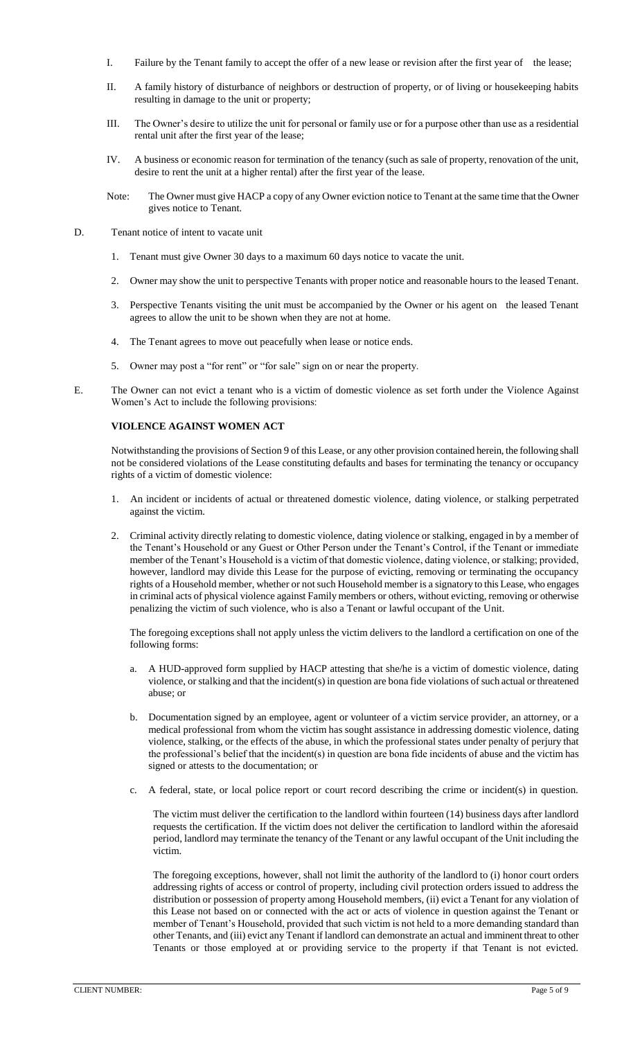I. Failure by the Tenant family to accept the offer of a new lease or revision after the first year of the lease;

II. A family history of disturbance of neighbors or destruction of property, or of living or housekeeping habits resulting in damage to the unit or property;

III. The Owner's desire to utilize the unit for personal or family use or for a purpose other than use as a residential rental unit after the first year of the lease;

IV. A business or economic reason for termination of the tenancy (such as sale of property, renovation of the unit, desire to rent the unit at a higher rental) after the first year of the lease.

Note: The Owner must give HACP a copy of any Owner eviction notice to Tenant at the same time that the Owner gives notice to Tenant.

D. Tenant notice of intent to vacate unit

1. Tenant must give Owner 30 days to a maximum 60 days notice to vacate the unit.
2. Owner may show the unit to perspective Tenants with proper notice and reasonable hours to the leased Tenant.
3. Perspective Tenants visiting the unit must be accompanied by the Owner or his agent on the leased Tenant agrees to allow the unit to be shown when they are not at home.
4. The Tenant agrees to move out peacefully when lease or notice ends.
5. Owner may post a "for rent" or "for sale" sign on or near the property.

E. The Owner can not evict a tenant who is a victim of domestic violence as set forth under the Violence Against Women's Act to include the following provisions:

**VIOLENCE AGAINST WOMEN ACT**

Notwithstanding the provisions of Section 9 of this Lease, or any other provision contained herein, the following shall not be considered violations of the Lease constituting defaults and bases for terminating the tenancy or occupancy rights of a victim of domestic violence:

1. An incident or incidents of actual or threatened domestic violence, dating violence, or stalking perpetrated against the victim.
2. Criminal activity directly relating to domestic violence, dating violence or stalking, engaged in by a member of the Tenant's Household or any Guest or Other Person under the Tenant's Control, if the Tenant or immediate member of the Tenant's Household is a victim of that domestic violence, dating violence, or stalking; provided, however, landlord may divide this Lease for the purpose of evicting, removing or terminating the occupancy rights of a Household member, whether or not such Household member is a signatory to this Lease, who engages in criminal acts of physical violence against Family members or others, without evicting, removing or otherwise penalizing the victim of such violence, who is also a Tenant or lawful occupant of the Unit.

The foregoing exceptions shall not apply unless the victim delivers to the landlord a certification on one of the following forms:

a. A HUD-approved form supplied by HACP attesting that she/he is a victim of domestic violence, dating violence, or stalking and that the incident(s) in question are bona fide violations of such actual or threatened abuse; or

b. Documentation signed by an employee, agent or volunteer of a victim service provider, an attorney, or a medical professional from whom the victim has sought assistance in addressing domestic violence, dating violence, stalking, or the effects of the abuse, in which the professional states under penalty of perjury that the professional's belief that the incident(s) in question are bona fide incidents of abuse and the victim has signed or attests to the documentation; or

c. A federal, state, or local police report or court record describing the crime or incident(s) in question.

The victim must deliver the certification to the landlord within fourteen (14) business days after landlord requests the certification. If the victim does not deliver the certification to landlord within the aforesaid period, landlord may terminate the tenancy of the Tenant or any lawful occupant of the Unit including the victim.

The foregoing exceptions, however, shall not limit the authority of the landlord to (i) honor court orders addressing rights of access or control of property, including civil protection orders issued to address the distribution or possession of property among Household members, (ii) evict a Tenant for any violation of this Lease not based on or connected with the act or acts of violence in question against the Tenant or member of Tenant's Household, provided that such victim is not held to a more demanding standard than other Tenants, and (iii) evict any Tenant if landlord can demonstrate an actual and imminent threat to other Tenants or those employed at or providing service to the property if that Tenant is not evicted.

CLIENT NUMBER: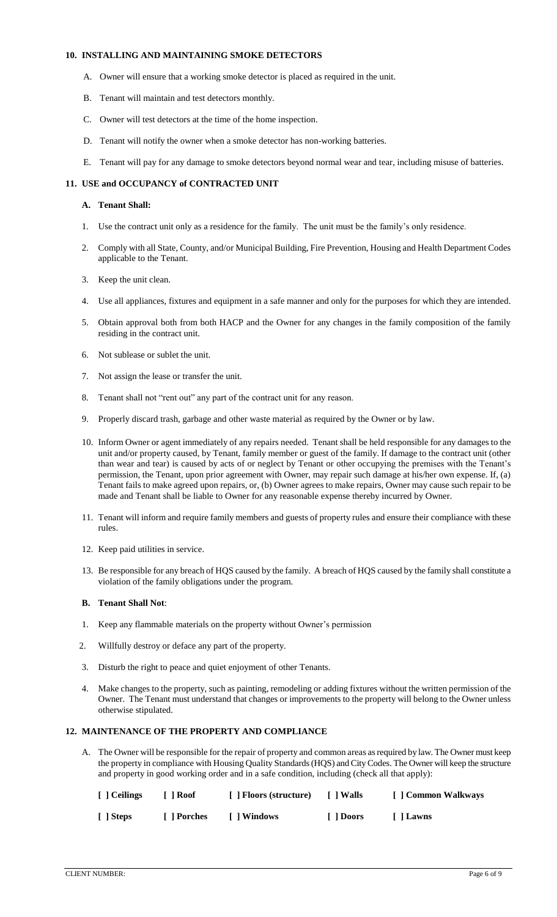### 10. INSTALLING AND MAINTAINING SMOKE DETECTORS

A. Owner will ensure that a working smoke detector is placed as required in the unit.

B. Tenant will maintain and test detectors monthly.

C. Owner will test detectors at the time of the home inspection.

D. Tenant will notify the owner when a smoke detector has non-working batteries.

E. Tenant will pay for any damage to smoke detectors beyond normal wear and tear, including misuse of batteries.

### 11. USE and OCCUPANCY of CONTRACTED UNIT

**A. Tenant Shall:**

1. Use the contract unit only as a residence for the family. The unit must be the family's only residence.
2. Comply with all State, County, and/or Municipal Building, Fire Prevention, Housing and Health Department Codes applicable to the Tenant.
3. Keep the unit clean.
4. Use all appliances, fixtures and equipment in a safe manner and only for the purposes for which they are intended.
5. Obtain approval both from both HACP and the Owner for any changes in the family composition of the family residing in the contract unit.
6. Not sublease or sublet the unit.
7. Not assign the lease or transfer the unit.
8. Tenant shall not "rent out" any part of the contract unit for any reason.
9. Properly discard trash, garbage and other waste material as required by the Owner or by law.
10. Inform Owner or agent immediately of any repairs needed. Tenant shall be held responsible for any damages to the unit and/or property caused, by Tenant, family member or guest of the family. If damage to the contract unit (other than wear and tear) is caused by acts of or neglect by Tenant or other occupying the premises with the Tenant's permission, the Tenant, upon prior agreement with Owner, may repair such damage at his/her own expense. If, (a) Tenant fails to make agreed upon repairs, or, (b) Owner agrees to make repairs, Owner may cause such repair to be made and Tenant shall be liable to Owner for any reasonable expense thereby incurred by Owner.
11. Tenant will inform and require family members and guests of property rules and ensure their compliance with these rules.
12. Keep paid utilities in service.
13. Be responsible for any breach of HQS caused by the family. A breach of HQS caused by the family shall constitute a violation of the family obligations under the program.

**B. Tenant Shall Not**:

1. Keep any flammable materials on the property without Owner's permission
2. Willfully destroy or deface any part of the property.
3. Disturb the right to peace and quiet enjoyment of other Tenants.
4. Make changes to the property, such as painting, remodeling or adding fixtures without the written permission of the Owner. The Tenant must understand that changes or improvements to the property will belong to the Owner unless otherwise stipulated.

### 12. MAINTENANCE OF THE PROPERTY AND COMPLIANCE

A. The Owner will be responsible for the repair of property and common areas as required by law. The Owner must keep the property in compliance with Housing Quality Standards (HQS) and City Codes. The Owner will keep the structure and property in good working order and in a safe condition, including (check all that apply):

| | | | | |
|---|---|---|---|---|
| **[ ] Ceilings** | **[ ] Roof** | **[ ] Floors (structure)** | **[ ] Walls** | **[ ] Common Walkways** |
| **[ ] Steps** | **[ ] Porches** | **[ ] Windows** | **[ ] Doors** | **[ ] Lawns** |

CLIENT NUMBER: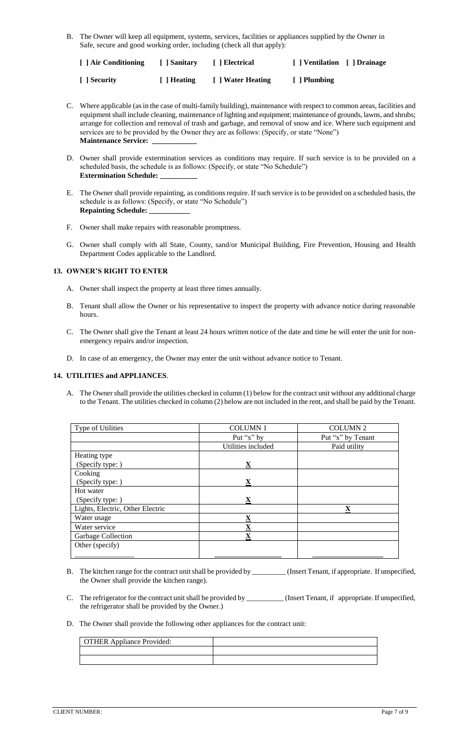B. The Owner will keep all equipment, systems, services, facilities or appliances supplied by the Owner in Safe, secure and good working order, including (check all that apply):

**[ ] Air Conditioning   [ ] Sanitary   [ ] Electrical   [ ] Ventilation   [ ] Drainage**

**[ ] Security   [ ] Heating   [ ] Water Heating   [ ] Plumbing**

C. Where applicable (as in the case of multi-family building), maintenance with respect to common areas, facilities and equipment shall include cleaning, maintenance of lighting and equipment; maintenance of grounds, lawns, and shrubs; arrange for collection and removal of trash and garbage, and removal of snow and ice. Where such equipment and services are to be provided by the Owner they are as follows: (Specify, or state "None")
**Maintenance Service: ___________**

D. Owner shall provide extermination services as conditions may require. If such service is to be provided on a scheduled basis, the schedule is as follows: (Specify, or state "No Schedule")
**Extermination Schedule: _________**

E. The Owner shall provide repainting, as conditions require. If such service is to be provided on a scheduled basis, the schedule is as follows: (Specify, or state "No Schedule")
**Repainting Schedule: __________**

F. Owner shall make repairs with reasonable promptness.

G. Owner shall comply with all State, County, sand/or Municipal Building, Fire Prevention, Housing and Health Department Codes applicable to the Landlord.

## 13. OWNER'S RIGHT TO ENTER

A. Owner shall inspect the property at least three times annually.

B. Tenant shall allow the Owner or his representative to inspect the property with advance notice during reasonable hours.

C. The Owner shall give the Tenant at least 24 hours written notice of the date and time he will enter the unit for non-emergency repairs and/or inspection.

D. In case of an emergency, the Owner may enter the unit without advance notice to Tenant.

## 14. UTILITIES and APPLIANCES.

A. The Owner shall provide the utilities checked in column (1) below for the contract unit without any additional charge to the Tenant. The utilities checked in column (2) below are not included in the rent, and shall be paid by the Tenant.

| Type of Utilities | COLUMN 1 | COLUMN 2 |
|---|---|---|
| | Put "x" by | Put "x" by Tenant |
| | Utilities included | Paid utility |
| Heating type (Specify type: ) | X | |
| Cooking (Specify type: ) | X | |
| Hot water (Specify type: ) | X | |
| Lights, Electric, Other Electric | | X |
| Water usage | X | |
| Water service | X | |
| Garbage Collection | X | |
| Other (specify) ______________ | ______________ | ______________ |

B. The kitchen range for the contract unit shall be provided by _________ (Insert Tenant, if appropriate. If unspecified, the Owner shall provide the kitchen range).

C. The refrigerator for the contract unit shall be provided by __________ (Insert Tenant, if appropriate. If unspecified, the refrigerator shall be provided by the Owner.)

D. The Owner shall provide the following other appliances for the contract unit:

| OTHER Appliance Provided: | |
|---|---|
| | |
| | |

CLIENT NUMBER: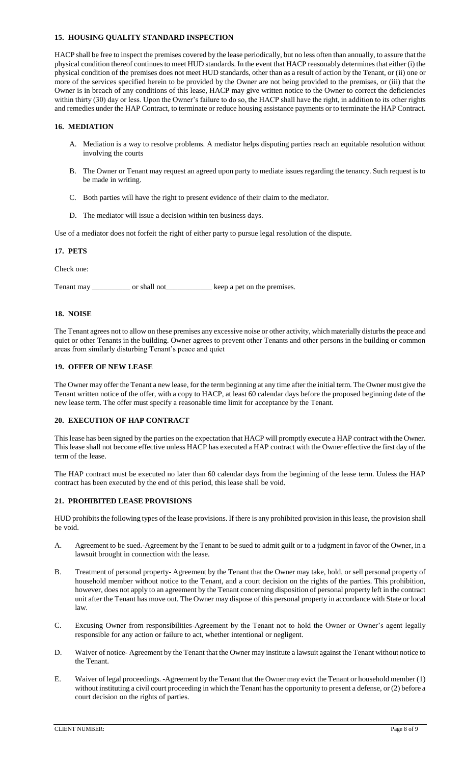## 15. HOUSING QUALITY STANDARD INSPECTION

HACP shall be free to inspect the premises covered by the lease periodically, but no less often than annually, to assure that the physical condition thereof continues to meet HUD standards. In the event that HACP reasonably determines that either (i) the physical condition of the premises does not meet HUD standards, other than as a result of action by the Tenant, or (ii) one or more of the services specified herein to be provided by the Owner are not being provided to the premises, or (iii) that the Owner is in breach of any conditions of this lease, HACP may give written notice to the Owner to correct the deficiencies within thirty (30) day or less. Upon the Owner's failure to do so, the HACP shall have the right, in addition to its other rights and remedies under the HAP Contract, to terminate or reduce housing assistance payments or to terminate the HAP Contract.

## 16. MEDIATION

A. Mediation is a way to resolve problems. A mediator helps disputing parties reach an equitable resolution without involving the courts

B. The Owner or Tenant may request an agreed upon party to mediate issues regarding the tenancy. Such request is to be made in writing.

C. Both parties will have the right to present evidence of their claim to the mediator.

D. The mediator will issue a decision within ten business days.

Use of a mediator does not forfeit the right of either party to pursue legal resolution of the dispute.

## 17. PETS

Check one:

Tenant may __________ or shall not____________ keep a pet on the premises.

## 18. NOISE

The Tenant agrees not to allow on these premises any excessive noise or other activity, which materially disturbs the peace and quiet or other Tenants in the building. Owner agrees to prevent other Tenants and other persons in the building or common areas from similarly disturbing Tenant's peace and quiet

## 19. OFFER OF NEW LEASE

The Owner may offer the Tenant a new lease, for the term beginning at any time after the initial term. The Owner must give the Tenant written notice of the offer, with a copy to HACP, at least 60 calendar days before the proposed beginning date of the new lease term. The offer must specify a reasonable time limit for acceptance by the Tenant.

## 20. EXECUTION OF HAP CONTRACT

This lease has been signed by the parties on the expectation that HACP will promptly execute a HAP contract with the Owner. This lease shall not become effective unless HACP has executed a HAP contract with the Owner effective the first day of the term of the lease.

The HAP contract must be executed no later than 60 calendar days from the beginning of the lease term. Unless the HAP contract has been executed by the end of this period, this lease shall be void.

## 21. PROHIBITED LEASE PROVISIONS

HUD prohibits the following types of the lease provisions. If there is any prohibited provision in this lease, the provision shall be void.

A. Agreement to be sued.-Agreement by the Tenant to be sued to admit guilt or to a judgment in favor of the Owner, in a lawsuit brought in connection with the lease.

B. Treatment of personal property- Agreement by the Tenant that the Owner may take, hold, or sell personal property of household member without notice to the Tenant, and a court decision on the rights of the parties. This prohibition, however, does not apply to an agreement by the Tenant concerning disposition of personal property left in the contract unit after the Tenant has move out. The Owner may dispose of this personal property in accordance with State or local law.

C. Excusing Owner from responsibilities-Agreement by the Tenant not to hold the Owner or Owner's agent legally responsible for any action or failure to act, whether intentional or negligent.

D. Waiver of notice- Agreement by the Tenant that the Owner may institute a lawsuit against the Tenant without notice to the Tenant.

E. Waiver of legal proceedings. -Agreement by the Tenant that the Owner may evict the Tenant or household member (1) without instituting a civil court proceeding in which the Tenant has the opportunity to present a defense, or (2) before a court decision on the rights of parties.

CLIENT NUMBER: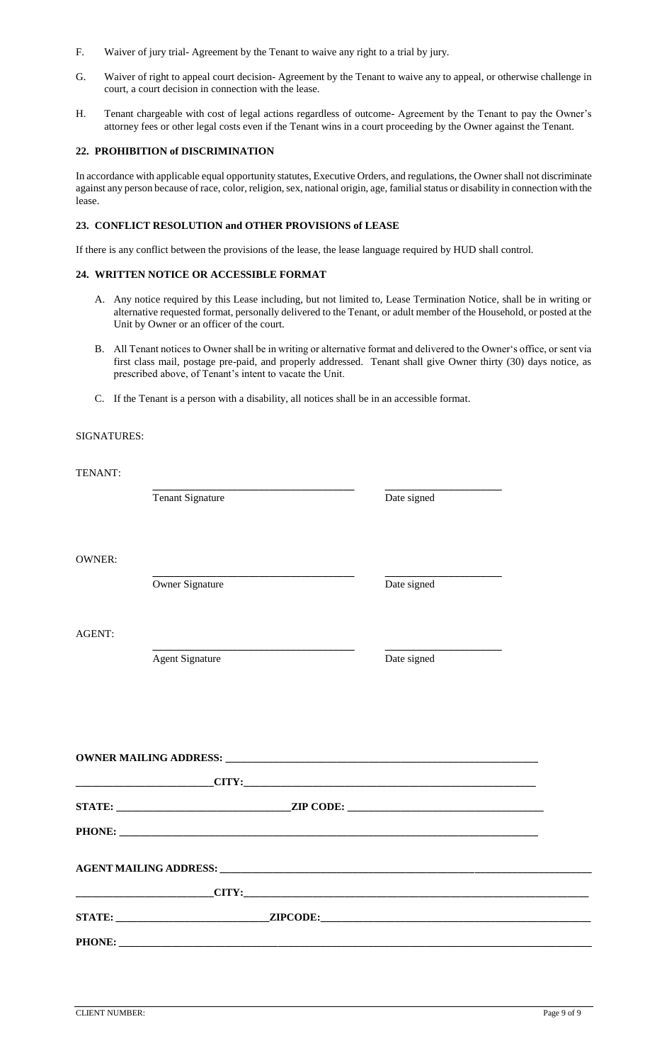F. Waiver of jury trial- Agreement by the Tenant to waive any right to a trial by jury.

G. Waiver of right to appeal court decision- Agreement by the Tenant to waive any to appeal, or otherwise challenge in court, a court decision in connection with the lease.

H. Tenant chargeable with cost of legal actions regardless of outcome- Agreement by the Tenant to pay the Owner's attorney fees or other legal costs even if the Tenant wins in a court proceeding by the Owner against the Tenant.

## 22. PROHIBITION of DISCRIMINATION

In accordance with applicable equal opportunity statutes, Executive Orders, and regulations, the Owner shall not discriminate against any person because of race, color, religion, sex, national origin, age, familial status or disability in connection with the lease.

## 23. CONFLICT RESOLUTION and OTHER PROVISIONS of LEASE

If there is any conflict between the provisions of the lease, the lease language required by HUD shall control.

## 24. WRITTEN NOTICE OR ACCESSIBLE FORMAT

A. Any notice required by this Lease including, but not limited to, Lease Termination Notice, shall be in writing or alternative requested format, personally delivered to the Tenant, or adult member of the Household, or posted at the Unit by Owner or an officer of the court.

B. All Tenant notices to Owner shall be in writing or alternative format and delivered to the Owner's office, or sent via first class mail, postage pre-paid, and properly addressed. Tenant shall give Owner thirty (30) days notice, as prescribed above, of Tenant's intent to vacate the Unit.

C. If the Tenant is a person with a disability, all notices shall be in an accessible format.

SIGNATURES:

TENANT:

______________________________ ____________________
Tenant Signature Date signed

OWNER:

______________________________ ____________________
Owner Signature Date signed

AGENT:

______________________________ ____________________
Agent Signature Date signed

**OWNER MAILING ADDRESS:** ______________________________________________

______________________**CITY:**______________________________________________

**STATE:** __________________________**ZIP CODE:** ______________________________

**PHONE:** ______________________________________________________________

**AGENT MAILING ADDRESS:** ______________________________________________

______________________**CITY:**______________________________________________

**STATE:** __________________________**ZIPCODE:**_______________________________

**PHONE:** ______________________________________________________________

CLIENT NUMBER: